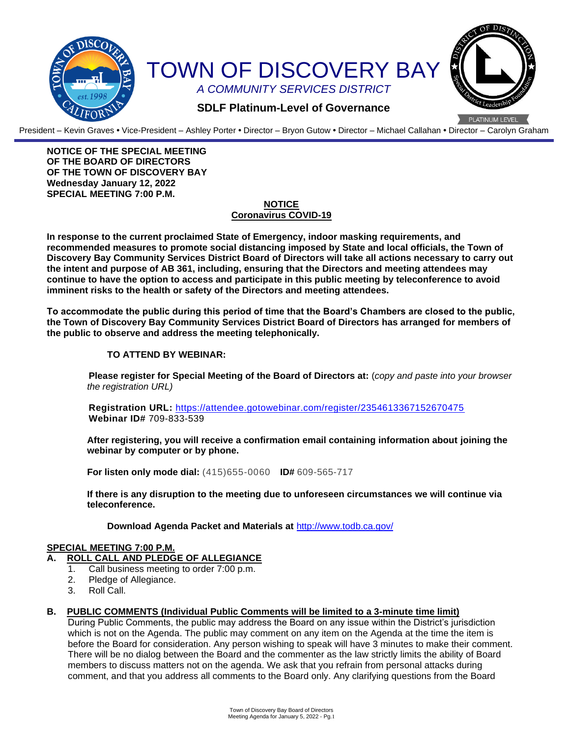# TOWN OF DISCOVERY BAY

*A COMMUNITY SERVICES DISTRICT*

**SDLF Platinum-Level of Governance**

President – Kevin Graves • Vice-President – Ashley Porter • Director – Bryon Gutow • Director – Michael Callahan • Director – Carolyn Graham

**NOTICE OF THE SPECIAL MEETING**
**OF THE BOARD OF DIRECTORS**
**OF THE TOWN OF DISCOVERY BAY**
**Wednesday January 12, 2022**
**SPECIAL MEETING 7:00 P.M.**

**NOTICE**
**Coronavirus COVID-19**

**In response to the current proclaimed State of Emergency, indoor masking requirements, and recommended measures to promote social distancing imposed by State and local officials, the Town of Discovery Bay Community Services District Board of Directors will take all actions necessary to carry out the intent and purpose of AB 361, including, ensuring that the Directors and meeting attendees may continue to have the option to access and participate in this public meeting by teleconference to avoid imminent risks to the health or safety of the Directors and meeting attendees.**

**To accommodate the public during this period of time that the Board's Chambers are closed to the public, the Town of Discovery Bay Community Services District Board of Directors has arranged for members of the public to observe and address the meeting telephonically.**

**TO ATTEND BY WEBINAR:**

**Please register for Special Meeting of the Board of Directors at:** (*copy and paste into your browser the registration URL)*

**Registration URL:** https://attendee.gotowebinar.com/register/2354613367152670475
**Webinar ID#** 709-833-539

**After registering, you will receive a confirmation email containing information about joining the webinar by computer or by phone.**

**For listen only mode dial:** (415)655-0060 **ID#** 609-565-717

**If there is any disruption to the meeting due to unforeseen circumstances we will continue via teleconference.**

**Download Agenda Packet and Materials at** http://www.todb.ca.gov/

## SPECIAL MEETING 7:00 P.M.

### A. ROLL CALL AND PLEDGE OF ALLEGIANCE

1. Call business meeting to order 7:00 p.m.
2. Pledge of Allegiance.
3. Roll Call.

### B. PUBLIC COMMENTS (Individual Public Comments will be limited to a 3-minute time limit)

During Public Comments, the public may address the Board on any issue within the District's jurisdiction which is not on the Agenda. The public may comment on any item on the Agenda at the time the item is before the Board for consideration. Any person wishing to speak will have 3 minutes to make their comment. There will be no dialog between the Board and the commenter as the law strictly limits the ability of Board members to discuss matters not on the agenda. We ask that you refrain from personal attacks during comment, and that you address all comments to the Board only. Any clarifying questions from the Board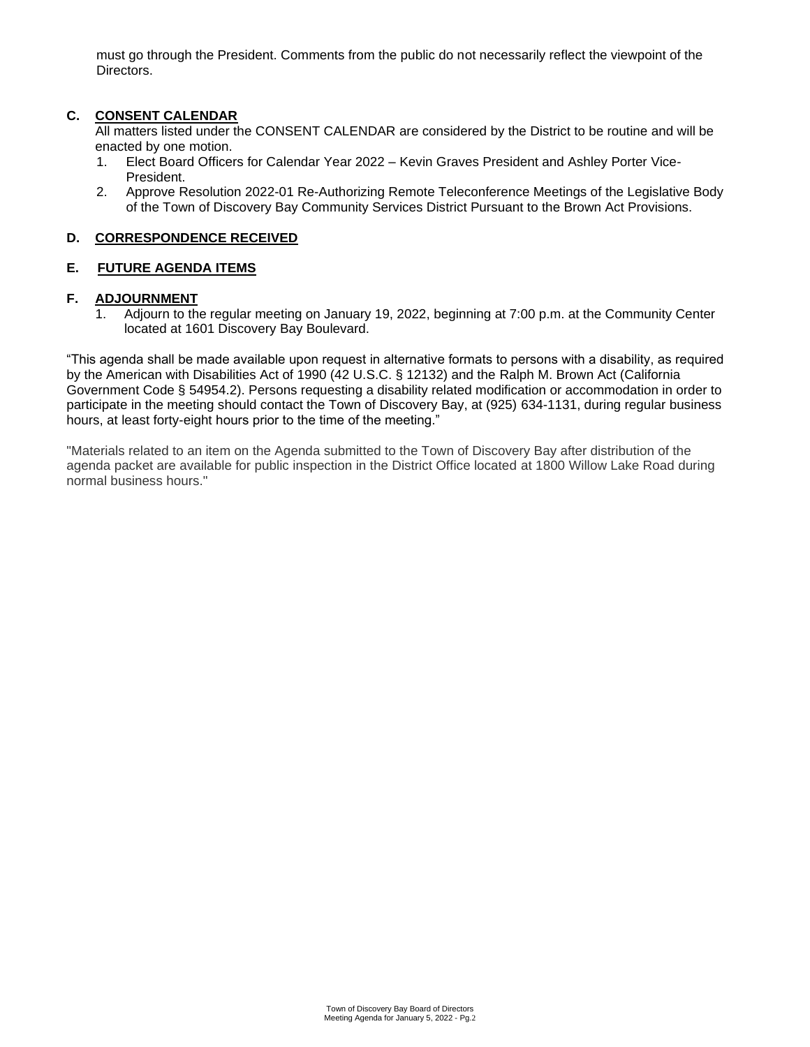must go through the President. Comments from the public do not necessarily reflect the viewpoint of the Directors.

## C. CONSENT CALENDAR

All matters listed under the CONSENT CALENDAR are considered by the District to be routine and will be enacted by one motion.

1. Elect Board Officers for Calendar Year 2022 – Kevin Graves President and Ashley Porter Vice-President.
2. Approve Resolution 2022-01 Re-Authorizing Remote Teleconference Meetings of the Legislative Body of the Town of Discovery Bay Community Services District Pursuant to the Brown Act Provisions.

## D. CORRESPONDENCE RECEIVED

## E. FUTURE AGENDA ITEMS

## F. ADJOURNMENT

1. Adjourn to the regular meeting on January 19, 2022, beginning at 7:00 p.m. at the Community Center located at 1601 Discovery Bay Boulevard.

"This agenda shall be made available upon request in alternative formats to persons with a disability, as required by the American with Disabilities Act of 1990 (42 U.S.C. § 12132) and the Ralph M. Brown Act (California Government Code § 54954.2). Persons requesting a disability related modification or accommodation in order to participate in the meeting should contact the Town of Discovery Bay, at (925) 634-1131, during regular business hours, at least forty-eight hours prior to the time of the meeting."

"Materials related to an item on the Agenda submitted to the Town of Discovery Bay after distribution of the agenda packet are available for public inspection in the District Office located at 1800 Willow Lake Road during normal business hours."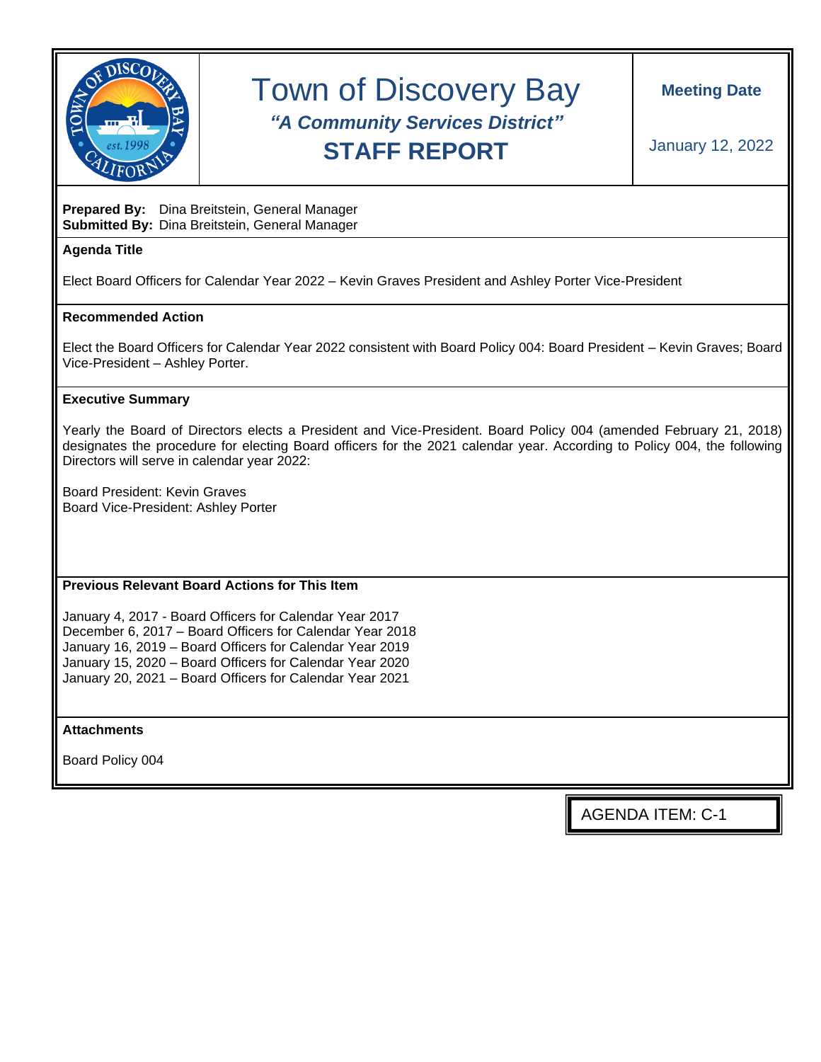# Town of Discovery Bay

***"A Community Services District"***

## STAFF REPORT

**Meeting Date**

January 12, 2022

**Prepared By:** Dina Breitstein, General Manager
**Submitted By:** Dina Breitstein, General Manager

**Agenda Title**

Elect Board Officers for Calendar Year 2022 – Kevin Graves President and Ashley Porter Vice-President

**Recommended Action**

Elect the Board Officers for Calendar Year 2022 consistent with Board Policy 004: Board President – Kevin Graves; Board Vice-President – Ashley Porter.

**Executive Summary**

Yearly the Board of Directors elects a President and Vice-President. Board Policy 004 (amended February 21, 2018) designates the procedure for electing Board officers for the 2021 calendar year. According to Policy 004, the following Directors will serve in calendar year 2022:

Board President: Kevin Graves
Board Vice-President: Ashley Porter

**Previous Relevant Board Actions for This Item**

January 4, 2017 - Board Officers for Calendar Year 2017
December 6, 2017 – Board Officers for Calendar Year 2018
January 16, 2019 – Board Officers for Calendar Year 2019
January 15, 2020 – Board Officers for Calendar Year 2020
January 20, 2021 – Board Officers for Calendar Year 2021

**Attachments**

Board Policy 004

AGENDA ITEM: C-1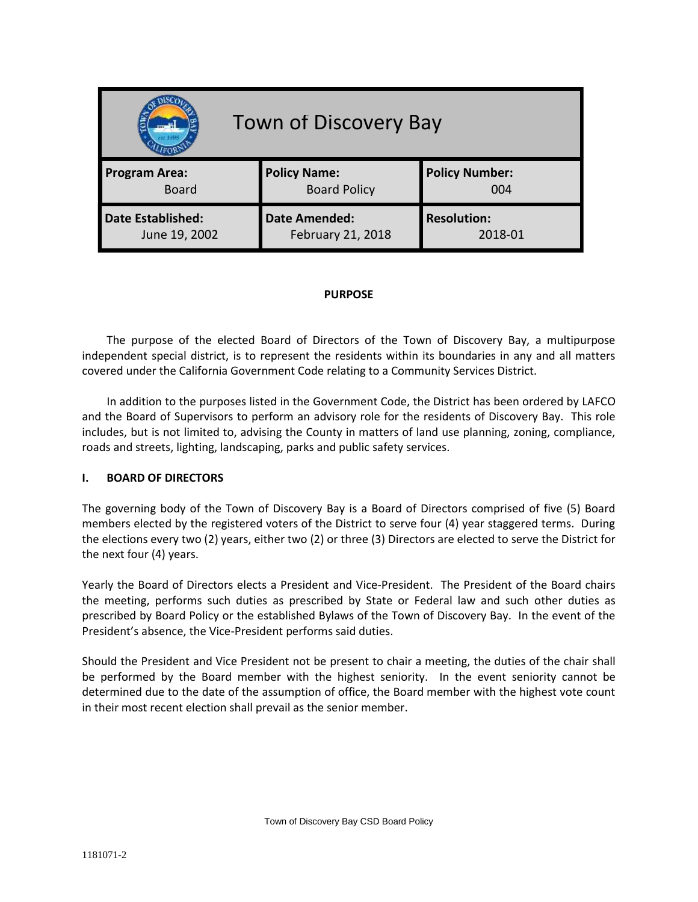# Town of Discovery Bay

| Program Area: Board | Policy Name: Board Policy | Policy Number: 004 |
|---|---|---|
| **Date Established:** June 19, 2002 | **Date Amended:** February 21, 2018 | **Resolution:** 2018-01 |

**PURPOSE**

The purpose of the elected Board of Directors of the Town of Discovery Bay, a multipurpose independent special district, is to represent the residents within its boundaries in any and all matters covered under the California Government Code relating to a Community Services District.

In addition to the purposes listed in the Government Code, the District has been ordered by LAFCO and the Board of Supervisors to perform an advisory role for the residents of Discovery Bay. This role includes, but is not limited to, advising the County in matters of land use planning, zoning, compliance, roads and streets, lighting, landscaping, parks and public safety services.

## I. BOARD OF DIRECTORS

The governing body of the Town of Discovery Bay is a Board of Directors comprised of five (5) Board members elected by the registered voters of the District to serve four (4) year staggered terms. During the elections every two (2) years, either two (2) or three (3) Directors are elected to serve the District for the next four (4) years.

Yearly the Board of Directors elects a President and Vice-President. The President of the Board chairs the meeting, performs such duties as prescribed by State or Federal law and such other duties as prescribed by Board Policy or the established Bylaws of the Town of Discovery Bay. In the event of the President's absence, the Vice-President performs said duties.

Should the President and Vice President not be present to chair a meeting, the duties of the chair shall be performed by the Board member with the highest seniority. In the event seniority cannot be determined due to the date of the assumption of office, the Board member with the highest vote count in their most recent election shall prevail as the senior member.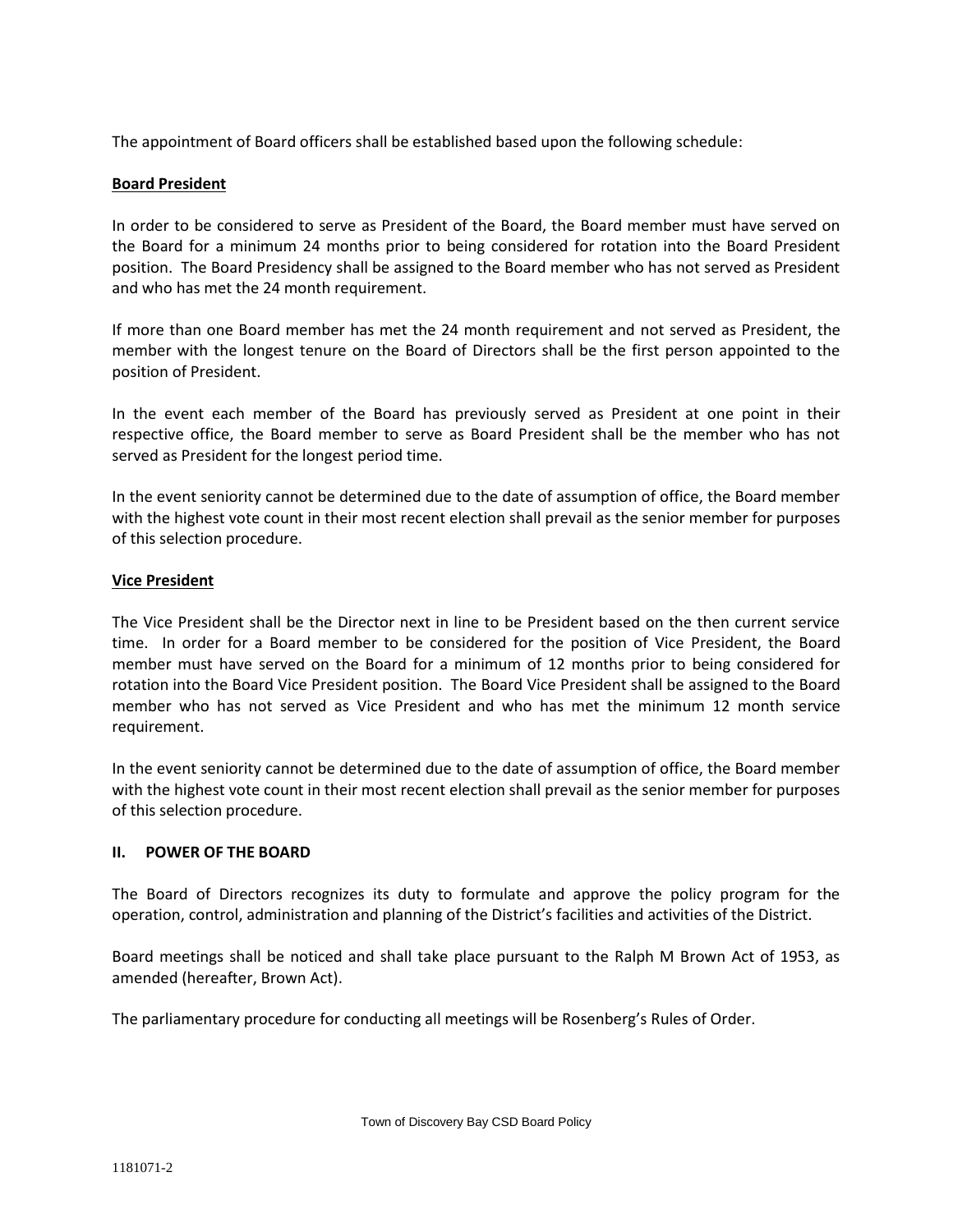The appointment of Board officers shall be established based upon the following schedule:

**Board President**

In order to be considered to serve as President of the Board, the Board member must have served on the Board for a minimum 24 months prior to being considered for rotation into the Board President position. The Board Presidency shall be assigned to the Board member who has not served as President and who has met the 24 month requirement.

If more than one Board member has met the 24 month requirement and not served as President, the member with the longest tenure on the Board of Directors shall be the first person appointed to the position of President.

In the event each member of the Board has previously served as President at one point in their respective office, the Board member to serve as Board President shall be the member who has not served as President for the longest period time.

In the event seniority cannot be determined due to the date of assumption of office, the Board member with the highest vote count in their most recent election shall prevail as the senior member for purposes of this selection procedure.

**Vice President**

The Vice President shall be the Director next in line to be President based on the then current service time. In order for a Board member to be considered for the position of Vice President, the Board member must have served on the Board for a minimum of 12 months prior to being considered for rotation into the Board Vice President position. The Board Vice President shall be assigned to the Board member who has not served as Vice President and who has met the minimum 12 month service requirement.

In the event seniority cannot be determined due to the date of assumption of office, the Board member with the highest vote count in their most recent election shall prevail as the senior member for purposes of this selection procedure.

## II. POWER OF THE BOARD

The Board of Directors recognizes its duty to formulate and approve the policy program for the operation, control, administration and planning of the District's facilities and activities of the District.

Board meetings shall be noticed and shall take place pursuant to the Ralph M Brown Act of 1953, as amended (hereafter, Brown Act).

The parliamentary procedure for conducting all meetings will be Rosenberg's Rules of Order.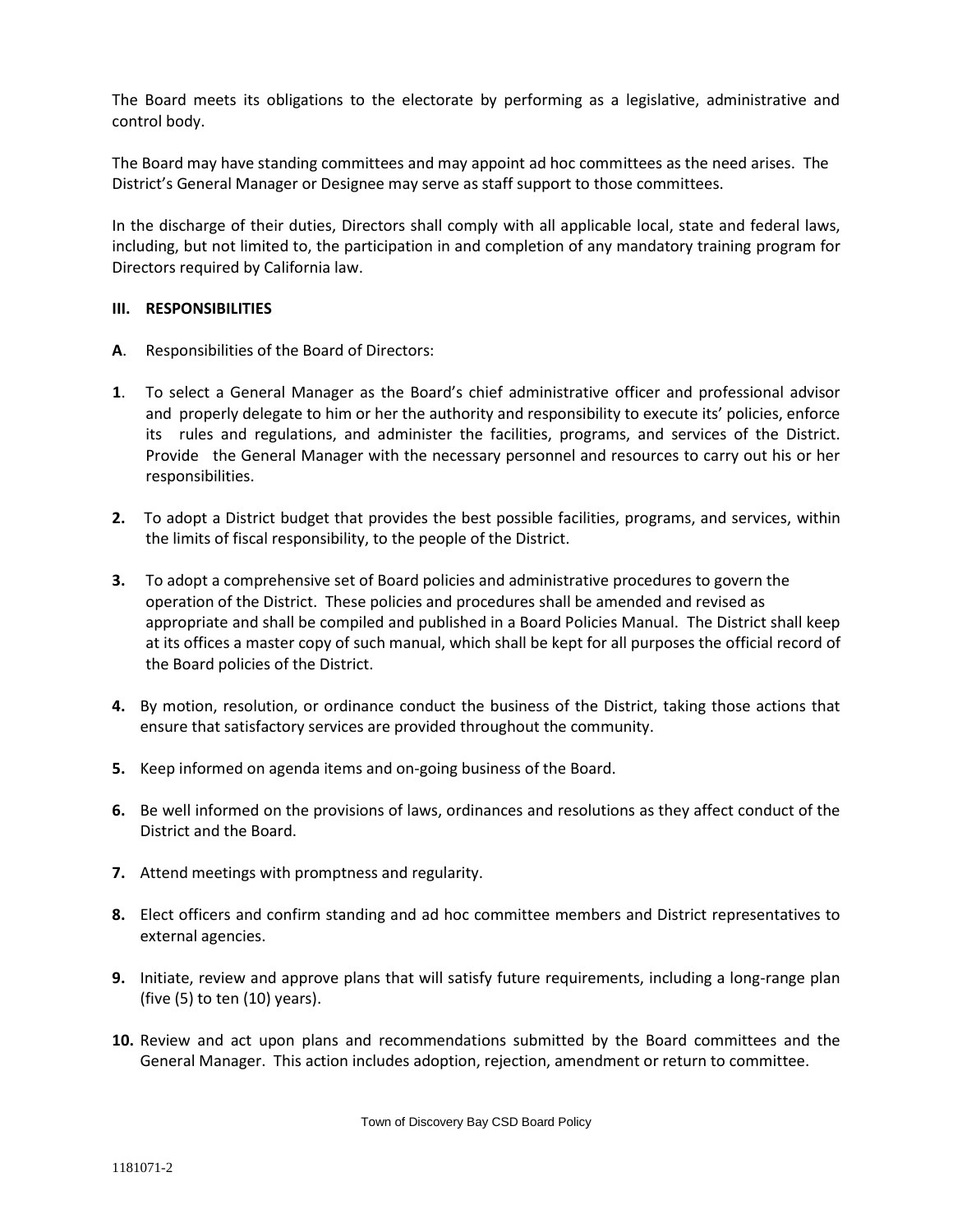The Board meets its obligations to the electorate by performing as a legislative, administrative and control body.

The Board may have standing committees and may appoint ad hoc committees as the need arises. The District's General Manager or Designee may serve as staff support to those committees.

In the discharge of their duties, Directors shall comply with all applicable local, state and federal laws, including, but not limited to, the participation in and completion of any mandatory training program for Directors required by California law.

### III. RESPONSIBILITIES

**A**. Responsibilities of the Board of Directors:

**1**. To select a General Manager as the Board's chief administrative officer and professional advisor and properly delegate to him or her the authority and responsibility to execute its' policies, enforce its rules and regulations, and administer the facilities, programs, and services of the District. Provide the General Manager with the necessary personnel and resources to carry out his or her responsibilities.

**2.** To adopt a District budget that provides the best possible facilities, programs, and services, within the limits of fiscal responsibility, to the people of the District.

**3.** To adopt a comprehensive set of Board policies and administrative procedures to govern the operation of the District. These policies and procedures shall be amended and revised as appropriate and shall be compiled and published in a Board Policies Manual. The District shall keep at its offices a master copy of such manual, which shall be kept for all purposes the official record of the Board policies of the District.

**4.** By motion, resolution, or ordinance conduct the business of the District, taking those actions that ensure that satisfactory services are provided throughout the community.

**5.** Keep informed on agenda items and on-going business of the Board.

**6.** Be well informed on the provisions of laws, ordinances and resolutions as they affect conduct of the District and the Board.

**7.** Attend meetings with promptness and regularity.

**8.** Elect officers and confirm standing and ad hoc committee members and District representatives to external agencies.

**9.** Initiate, review and approve plans that will satisfy future requirements, including a long-range plan (five (5) to ten (10) years).

**10.** Review and act upon plans and recommendations submitted by the Board committees and the General Manager. This action includes adoption, rejection, amendment or return to committee.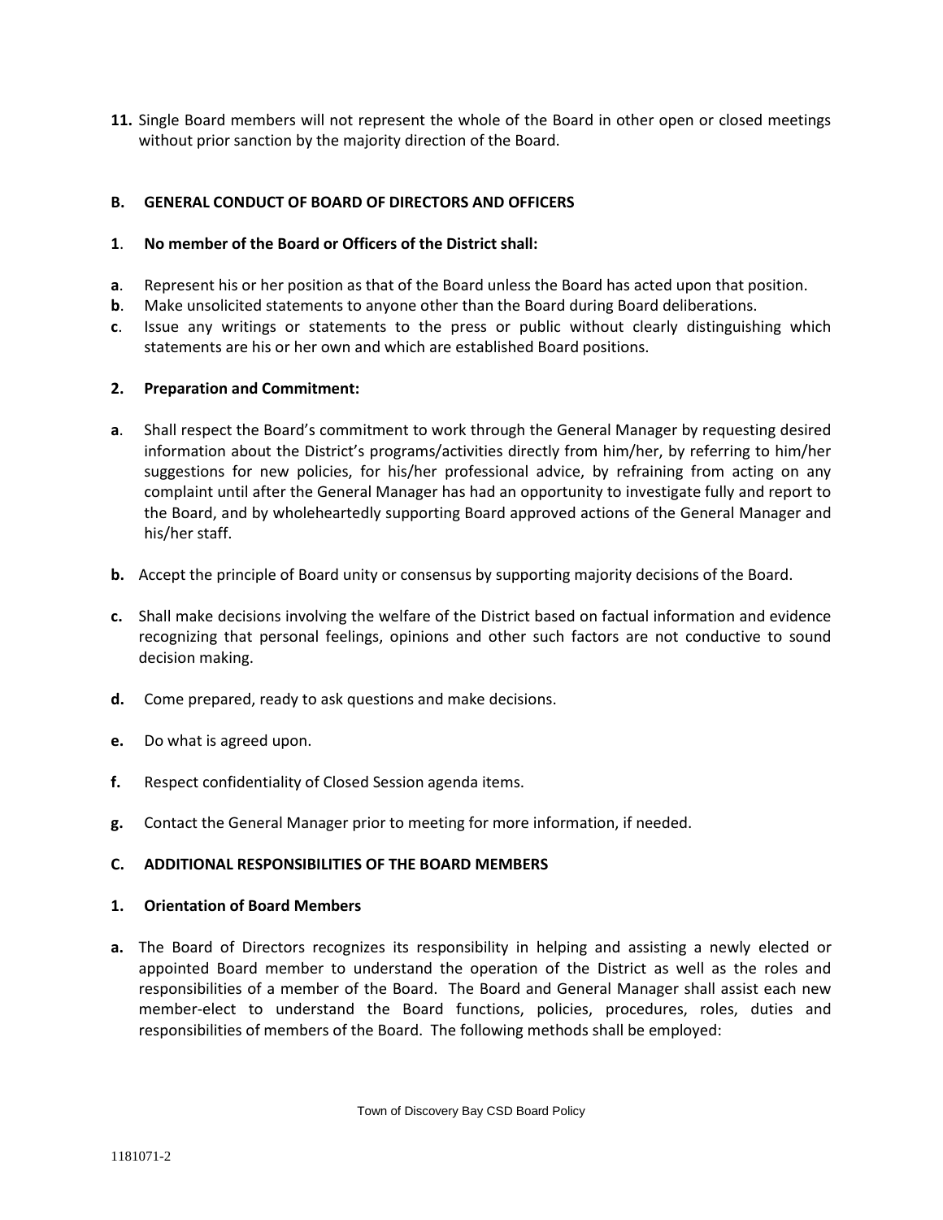**11.** Single Board members will not represent the whole of the Board in other open or closed meetings without prior sanction by the majority direction of the Board.

**B. GENERAL CONDUCT OF BOARD OF DIRECTORS AND OFFICERS**

**1**. **No member of the Board or Officers of the District shall:**

**a**. Represent his or her position as that of the Board unless the Board has acted upon that position.

**b**. Make unsolicited statements to anyone other than the Board during Board deliberations.

**c**. Issue any writings or statements to the press or public without clearly distinguishing which statements are his or her own and which are established Board positions.

**2. Preparation and Commitment:**

**a**. Shall respect the Board's commitment to work through the General Manager by requesting desired information about the District's programs/activities directly from him/her, by referring to him/her suggestions for new policies, for his/her professional advice, by refraining from acting on any complaint until after the General Manager has had an opportunity to investigate fully and report to the Board, and by wholeheartedly supporting Board approved actions of the General Manager and his/her staff.

**b.** Accept the principle of Board unity or consensus by supporting majority decisions of the Board.

**c.** Shall make decisions involving the welfare of the District based on factual information and evidence recognizing that personal feelings, opinions and other such factors are not conductive to sound decision making.

**d.** Come prepared, ready to ask questions and make decisions.

**e.** Do what is agreed upon.

**f.** Respect confidentiality of Closed Session agenda items.

**g.** Contact the General Manager prior to meeting for more information, if needed.

**C. ADDITIONAL RESPONSIBILITIES OF THE BOARD MEMBERS**

**1. Orientation of Board Members**

**a.** The Board of Directors recognizes its responsibility in helping and assisting a newly elected or appointed Board member to understand the operation of the District as well as the roles and responsibilities of a member of the Board. The Board and General Manager shall assist each new member-elect to understand the Board functions, policies, procedures, roles, duties and responsibilities of members of the Board. The following methods shall be employed: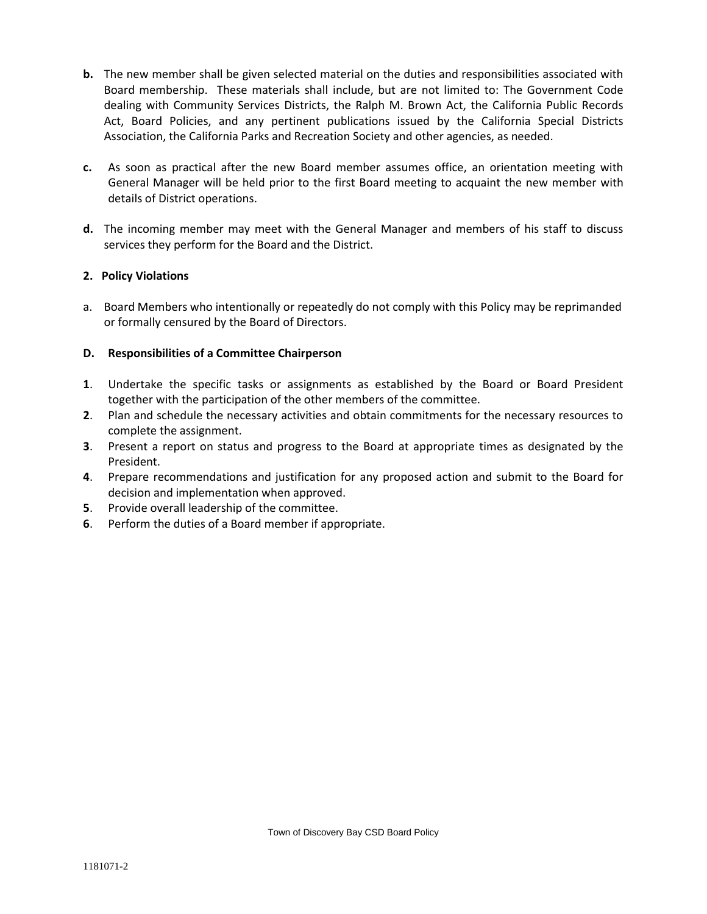**b.** The new member shall be given selected material on the duties and responsibilities associated with Board membership. These materials shall include, but are not limited to: The Government Code dealing with Community Services Districts, the Ralph M. Brown Act, the California Public Records Act, Board Policies, and any pertinent publications issued by the California Special Districts Association, the California Parks and Recreation Society and other agencies, as needed.

**c.** As soon as practical after the new Board member assumes office, an orientation meeting with General Manager will be held prior to the first Board meeting to acquaint the new member with details of District operations.

**d.** The incoming member may meet with the General Manager and members of his staff to discuss services they perform for the Board and the District.

**2. Policy Violations**

a. Board Members who intentionally or repeatedly do not comply with this Policy may be reprimanded or formally censured by the Board of Directors.

**D. Responsibilities of a Committee Chairperson**

**1**. Undertake the specific tasks or assignments as established by the Board or Board President together with the participation of the other members of the committee.
**2**. Plan and schedule the necessary activities and obtain commitments for the necessary resources to complete the assignment.
**3**. Present a report on status and progress to the Board at appropriate times as designated by the President.
**4**. Prepare recommendations and justification for any proposed action and submit to the Board for decision and implementation when approved.
**5**. Provide overall leadership of the committee.
**6**. Perform the duties of a Board member if appropriate.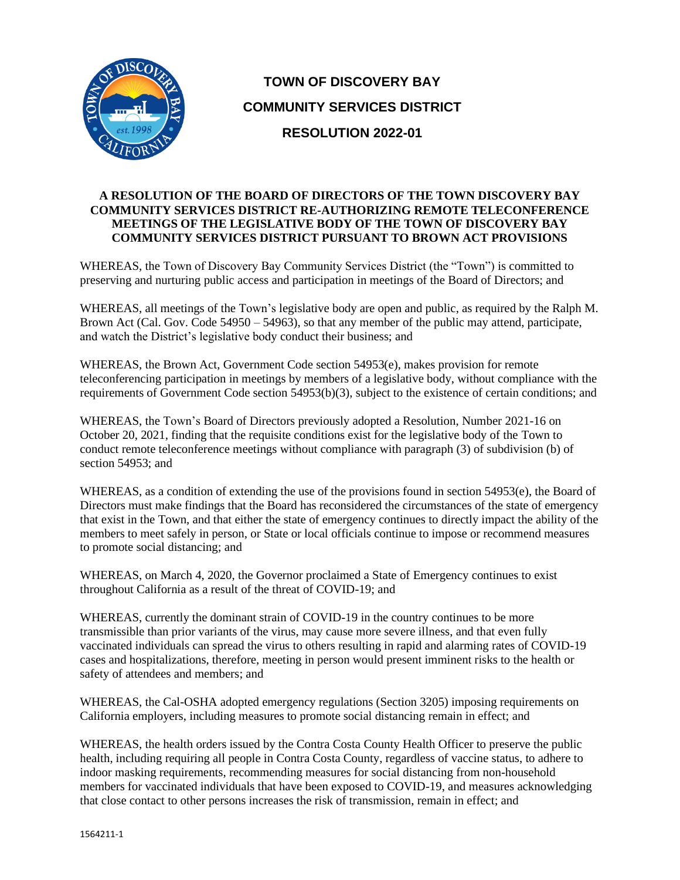# TOWN OF DISCOVERY BAY

# COMMUNITY SERVICES DISTRICT

# RESOLUTION 2022-01

**A RESOLUTION OF THE BOARD OF DIRECTORS OF THE TOWN DISCOVERY BAY COMMUNITY SERVICES DISTRICT RE-AUTHORIZING REMOTE TELECONFERENCE MEETINGS OF THE LEGISLATIVE BODY OF THE TOWN OF DISCOVERY BAY COMMUNITY SERVICES DISTRICT PURSUANT TO BROWN ACT PROVISIONS**

WHEREAS, the Town of Discovery Bay Community Services District (the "Town") is committed to preserving and nurturing public access and participation in meetings of the Board of Directors; and

WHEREAS, all meetings of the Town's legislative body are open and public, as required by the Ralph M. Brown Act (Cal. Gov. Code 54950 – 54963), so that any member of the public may attend, participate, and watch the District's legislative body conduct their business; and

WHEREAS, the Brown Act, Government Code section 54953(e), makes provision for remote teleconferencing participation in meetings by members of a legislative body, without compliance with the requirements of Government Code section 54953(b)(3), subject to the existence of certain conditions; and

WHEREAS, the Town's Board of Directors previously adopted a Resolution, Number 2021-16 on October 20, 2021, finding that the requisite conditions exist for the legislative body of the Town to conduct remote teleconference meetings without compliance with paragraph (3) of subdivision (b) of section 54953; and

WHEREAS, as a condition of extending the use of the provisions found in section 54953(e), the Board of Directors must make findings that the Board has reconsidered the circumstances of the state of emergency that exist in the Town, and that either the state of emergency continues to directly impact the ability of the members to meet safely in person, or State or local officials continue to impose or recommend measures to promote social distancing; and

WHEREAS, on March 4, 2020, the Governor proclaimed a State of Emergency continues to exist throughout California as a result of the threat of COVID-19; and

WHEREAS, currently the dominant strain of COVID-19 in the country continues to be more transmissible than prior variants of the virus, may cause more severe illness, and that even fully vaccinated individuals can spread the virus to others resulting in rapid and alarming rates of COVID-19 cases and hospitalizations, therefore, meeting in person would present imminent risks to the health or safety of attendees and members; and

WHEREAS, the Cal-OSHA adopted emergency regulations (Section 3205) imposing requirements on California employers, including measures to promote social distancing remain in effect; and

WHEREAS, the health orders issued by the Contra Costa County Health Officer to preserve the public health, including requiring all people in Contra Costa County, regardless of vaccine status, to adhere to indoor masking requirements, recommending measures for social distancing from non-household members for vaccinated individuals that have been exposed to COVID-19, and measures acknowledging that close contact to other persons increases the risk of transmission, remain in effect; and

1564211-1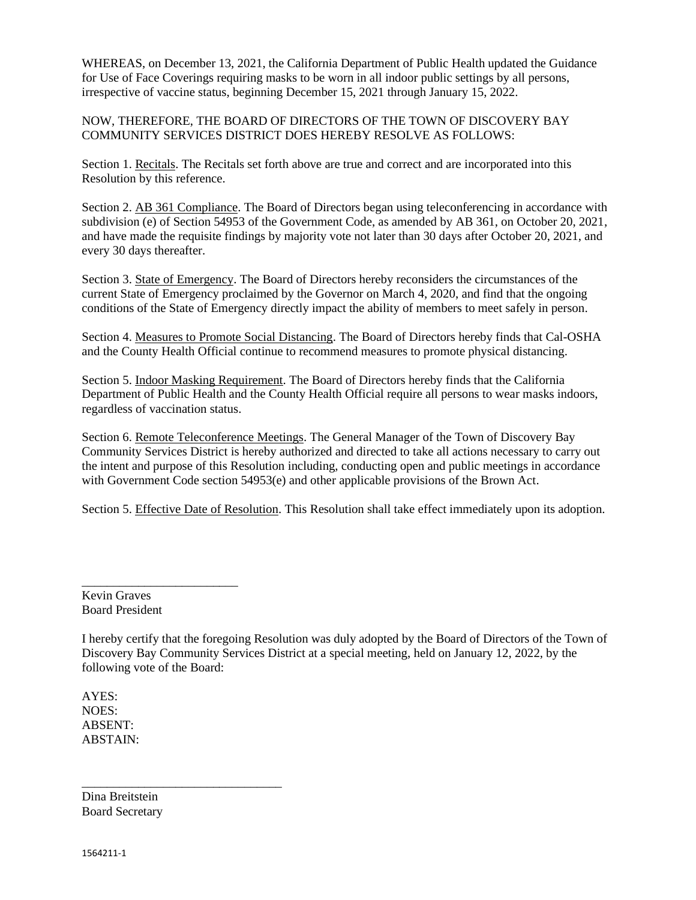WHEREAS, on December 13, 2021, the California Department of Public Health updated the Guidance for Use of Face Coverings requiring masks to be worn in all indoor public settings by all persons, irrespective of vaccine status, beginning December 15, 2021 through January 15, 2022.

NOW, THEREFORE, THE BOARD OF DIRECTORS OF THE TOWN OF DISCOVERY BAY COMMUNITY SERVICES DISTRICT DOES HEREBY RESOLVE AS FOLLOWS:

Section 1. <u>Recitals</u>. The Recitals set forth above are true and correct and are incorporated into this Resolution by this reference.

Section 2. <u>AB 361 Compliance</u>. The Board of Directors began using teleconferencing in accordance with subdivision (e) of Section 54953 of the Government Code, as amended by AB 361, on October 20, 2021, and have made the requisite findings by majority vote not later than 30 days after October 20, 2021, and every 30 days thereafter.

Section 3. <u>State of Emergency</u>. The Board of Directors hereby reconsiders the circumstances of the current State of Emergency proclaimed by the Governor on March 4, 2020, and find that the ongoing conditions of the State of Emergency directly impact the ability of members to meet safely in person.

Section 4. <u>Measures to Promote Social Distancing</u>. The Board of Directors hereby finds that Cal-OSHA and the County Health Official continue to recommend measures to promote physical distancing.

Section 5. <u>Indoor Masking Requirement</u>. The Board of Directors hereby finds that the California Department of Public Health and the County Health Official require all persons to wear masks indoors, regardless of vaccination status.

Section 6. <u>Remote Teleconference Meetings</u>. The General Manager of the Town of Discovery Bay Community Services District is hereby authorized and directed to take all actions necessary to carry out the intent and purpose of this Resolution including, conducting open and public meetings in accordance with Government Code section 54953(e) and other applicable provisions of the Brown Act.

Section 5. <u>Effective Date of Resolution</u>. This Resolution shall take effect immediately upon its adoption.

\_\_\_\_\_\_\_\_\_\_\_\_\_\_\_\_\_\_\_\_\_\_\_\_\_

Kevin Graves
Board President

I hereby certify that the foregoing Resolution was duly adopted by the Board of Directors of the Town of Discovery Bay Community Services District at a special meeting, held on January 12, 2022, by the following vote of the Board:

AYES:
NOES:
ABSENT:
ABSTAIN:

\_\_\_\_\_\_\_\_\_\_\_\_\_\_\_\_\_\_\_\_\_\_\_\_\_\_\_\_\_\_\_\_

Dina Breitstein
Board Secretary

1564211-1